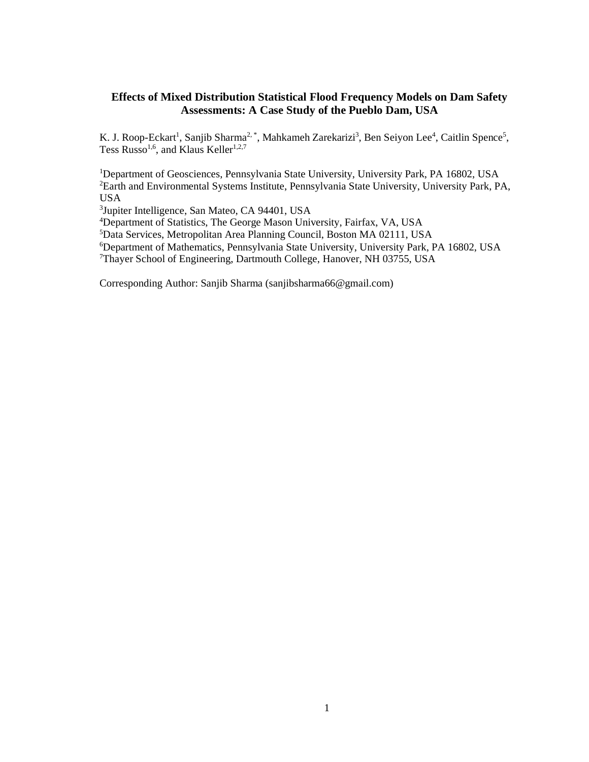# Effects of Mixed Distribution Statistical Flood Frequency Models on Dam Safety Assessments: A Case Study of the Pueblo Dam, USA

K. J. Roop-Eckart[1], Sanjib Sharma[2, *], Mahkameh Zarekarizi[3], Ben Seiyon Lee[4], Caitlin Spence[5], Tess Russo[1,6], and Klaus Keller[1,2,7]

[1]Department of Geosciences, Pennsylvania State University, University Park, PA 16802, USA
[2]Earth and Environmental Systems Institute, Pennsylvania State University, University Park, PA, USA
[3]Jupiter Intelligence, San Mateo, CA 94401, USA
[4]Department of Statistics, The George Mason University, Fairfax, VA, USA
[5]Data Services, Metropolitan Area Planning Council, Boston MA 02111, USA
[6]Department of Mathematics, Pennsylvania State University, University Park, PA 16802, USA
[7]Thayer School of Engineering, Dartmouth College, Hanover, NH 03755, USA

Corresponding Author: Sanjib Sharma (sanjibsharma66@gmail.com)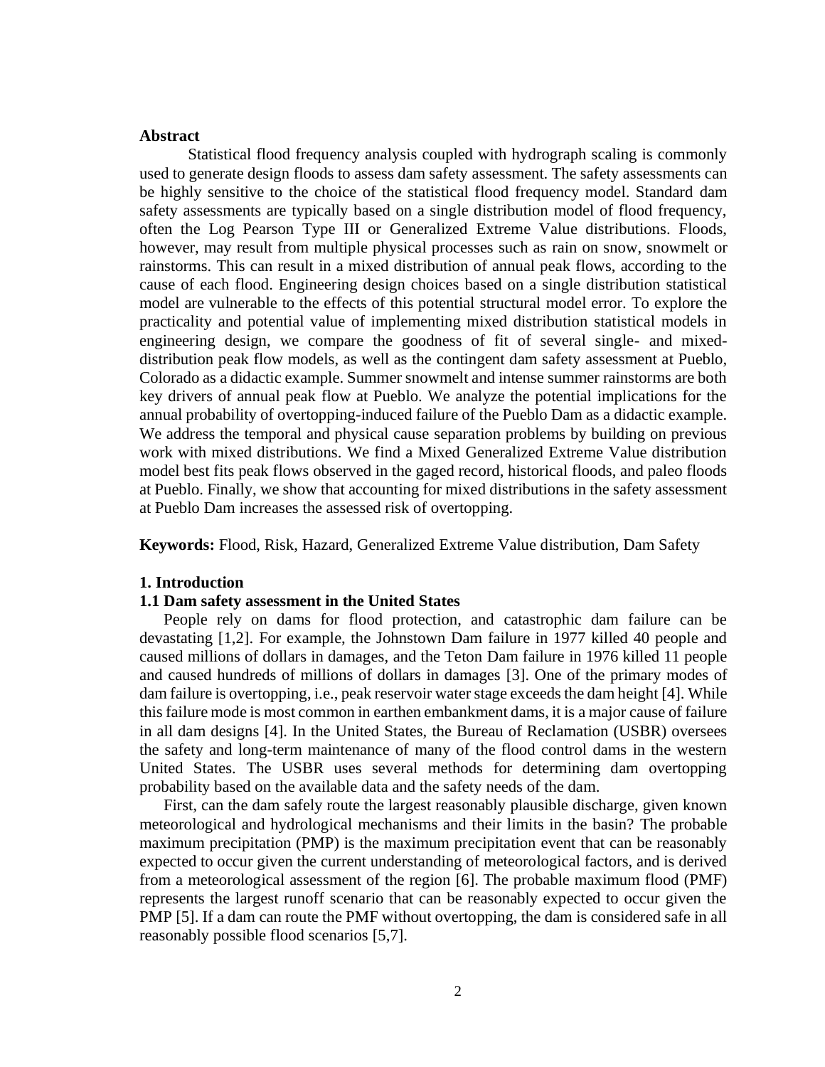**Abstract**

Statistical flood frequency analysis coupled with hydrograph scaling is commonly used to generate design floods to assess dam safety assessment. The safety assessments can be highly sensitive to the choice of the statistical flood frequency model. Standard dam safety assessments are typically based on a single distribution model of flood frequency, often the Log Pearson Type III or Generalized Extreme Value distributions. Floods, however, may result from multiple physical processes such as rain on snow, snowmelt or rainstorms. This can result in a mixed distribution of annual peak flows, according to the cause of each flood. Engineering design choices based on a single distribution statistical model are vulnerable to the effects of this potential structural model error. To explore the practicality and potential value of implementing mixed distribution statistical models in engineering design, we compare the goodness of fit of several single- and mixed-distribution peak flow models, as well as the contingent dam safety assessment at Pueblo, Colorado as a didactic example. Summer snowmelt and intense summer rainstorms are both key drivers of annual peak flow at Pueblo. We analyze the potential implications for the annual probability of overtopping-induced failure of the Pueblo Dam as a didactic example. We address the temporal and physical cause separation problems by building on previous work with mixed distributions. We find a Mixed Generalized Extreme Value distribution model best fits peak flows observed in the gaged record, historical floods, and paleo floods at Pueblo. Finally, we show that accounting for mixed distributions in the safety assessment at Pueblo Dam increases the assessed risk of overtopping.

**Keywords:** Flood, Risk, Hazard, Generalized Extreme Value distribution, Dam Safety

# 1. Introduction

## 1.1 Dam safety assessment in the United States

People rely on dams for flood protection, and catastrophic dam failure can be devastating [1,2]. For example, the Johnstown Dam failure in 1977 killed 40 people and caused millions of dollars in damages, and the Teton Dam failure in 1976 killed 11 people and caused hundreds of millions of dollars in damages [3]. One of the primary modes of dam failure is overtopping, i.e., peak reservoir water stage exceeds the dam height [4]. While this failure mode is most common in earthen embankment dams, it is a major cause of failure in all dam designs [4]. In the United States, the Bureau of Reclamation (USBR) oversees the safety and long-term maintenance of many of the flood control dams in the western United States. The USBR uses several methods for determining dam overtopping probability based on the available data and the safety needs of the dam.

First, can the dam safely route the largest reasonably plausible discharge, given known meteorological and hydrological mechanisms and their limits in the basin? The probable maximum precipitation (PMP) is the maximum precipitation event that can be reasonably expected to occur given the current understanding of meteorological factors, and is derived from a meteorological assessment of the region [6]. The probable maximum flood (PMF) represents the largest runoff scenario that can be reasonably expected to occur given the PMP [5]. If a dam can route the PMF without overtopping, the dam is considered safe in all reasonably possible flood scenarios [5,7].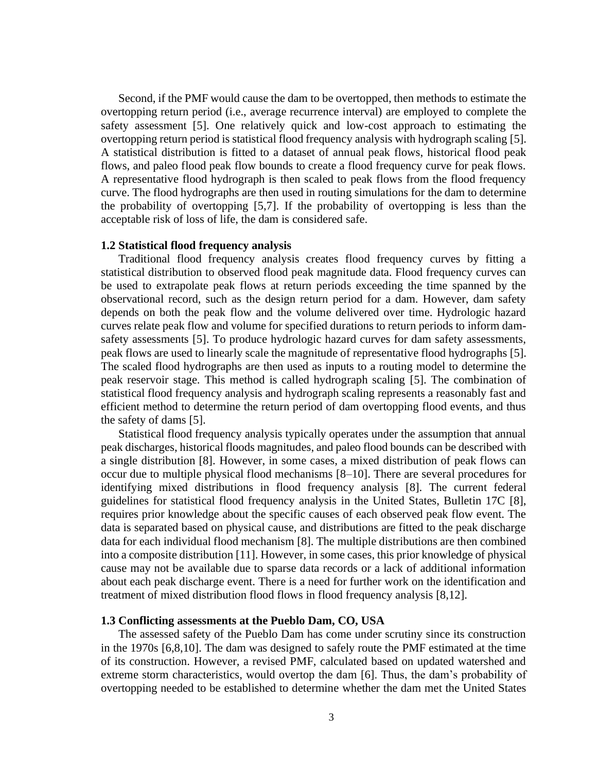Second, if the PMF would cause the dam to be overtopped, then methods to estimate the overtopping return period (i.e., average recurrence interval) are employed to complete the safety assessment [5]. One relatively quick and low-cost approach to estimating the overtopping return period is statistical flood frequency analysis with hydrograph scaling [5]. A statistical distribution is fitted to a dataset of annual peak flows, historical flood peak flows, and paleo flood peak flow bounds to create a flood frequency curve for peak flows. A representative flood hydrograph is then scaled to peak flows from the flood frequency curve. The flood hydrographs are then used in routing simulations for the dam to determine the probability of overtopping [5,7]. If the probability of overtopping is less than the acceptable risk of loss of life, the dam is considered safe.

### 1.2 Statistical flood frequency analysis

Traditional flood frequency analysis creates flood frequency curves by fitting a statistical distribution to observed flood peak magnitude data. Flood frequency curves can be used to extrapolate peak flows at return periods exceeding the time spanned by the observational record, such as the design return period for a dam. However, dam safety depends on both the peak flow and the volume delivered over time. Hydrologic hazard curves relate peak flow and volume for specified durations to return periods to inform dam-safety assessments [5]. To produce hydrologic hazard curves for dam safety assessments, peak flows are used to linearly scale the magnitude of representative flood hydrographs [5]. The scaled flood hydrographs are then used as inputs to a routing model to determine the peak reservoir stage. This method is called hydrograph scaling [5]. The combination of statistical flood frequency analysis and hydrograph scaling represents a reasonably fast and efficient method to determine the return period of dam overtopping flood events, and thus the safety of dams [5].

Statistical flood frequency analysis typically operates under the assumption that annual peak discharges, historical floods magnitudes, and paleo flood bounds can be described with a single distribution [8]. However, in some cases, a mixed distribution of peak flows can occur due to multiple physical flood mechanisms [8–10]. There are several procedures for identifying mixed distributions in flood frequency analysis [8]. The current federal guidelines for statistical flood frequency analysis in the United States, Bulletin 17C [8], requires prior knowledge about the specific causes of each observed peak flow event. The data is separated based on physical cause, and distributions are fitted to the peak discharge data for each individual flood mechanism [8]. The multiple distributions are then combined into a composite distribution [11]. However, in some cases, this prior knowledge of physical cause may not be available due to sparse data records or a lack of additional information about each peak discharge event. There is a need for further work on the identification and treatment of mixed distribution flood flows in flood frequency analysis [8,12].

### 1.3 Conflicting assessments at the Pueblo Dam, CO, USA

The assessed safety of the Pueblo Dam has come under scrutiny since its construction in the 1970s [6,8,10]. The dam was designed to safely route the PMF estimated at the time of its construction. However, a revised PMF, calculated based on updated watershed and extreme storm characteristics, would overtop the dam [6]. Thus, the dam's probability of overtopping needed to be established to determine whether the dam met the United States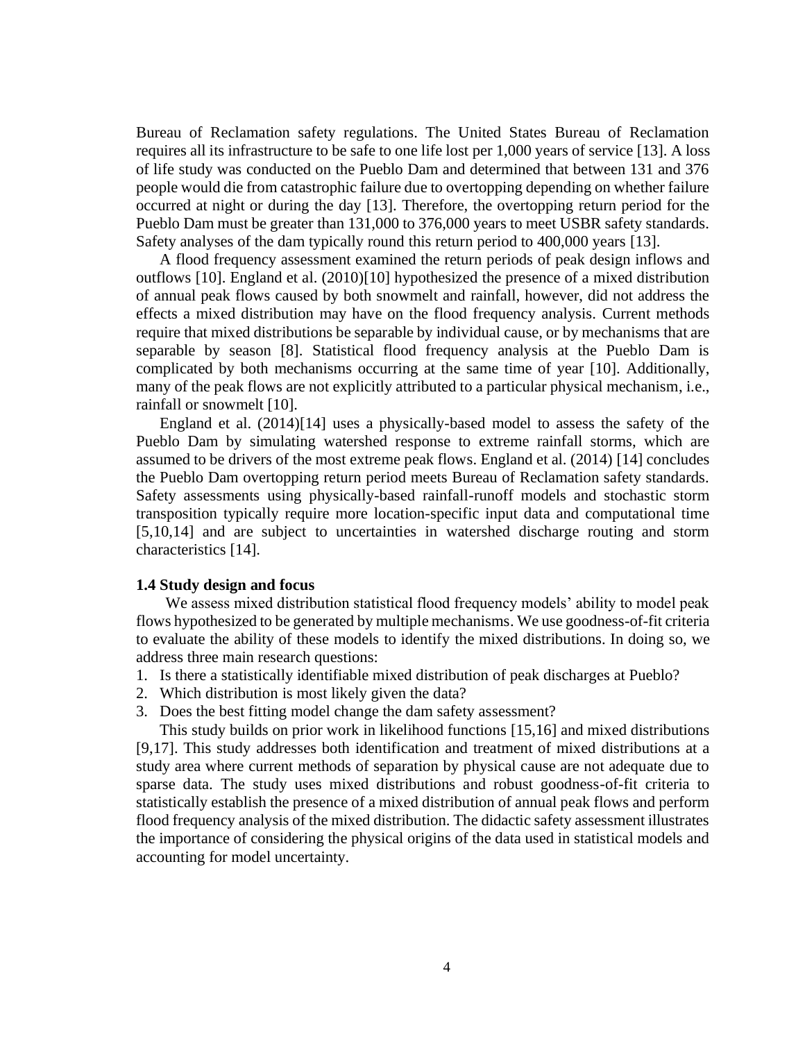Bureau of Reclamation safety regulations. The United States Bureau of Reclamation requires all its infrastructure to be safe to one life lost per 1,000 years of service [13]. A loss of life study was conducted on the Pueblo Dam and determined that between 131 and 376 people would die from catastrophic failure due to overtopping depending on whether failure occurred at night or during the day [13]. Therefore, the overtopping return period for the Pueblo Dam must be greater than 131,000 to 376,000 years to meet USBR safety standards. Safety analyses of the dam typically round this return period to 400,000 years [13].

A flood frequency assessment examined the return periods of peak design inflows and outflows [10]. England et al. (2010)[10] hypothesized the presence of a mixed distribution of annual peak flows caused by both snowmelt and rainfall, however, did not address the effects a mixed distribution may have on the flood frequency analysis. Current methods require that mixed distributions be separable by individual cause, or by mechanisms that are separable by season [8]. Statistical flood frequency analysis at the Pueblo Dam is complicated by both mechanisms occurring at the same time of year [10]. Additionally, many of the peak flows are not explicitly attributed to a particular physical mechanism, i.e., rainfall or snowmelt [10].

England et al. (2014)[14] uses a physically-based model to assess the safety of the Pueblo Dam by simulating watershed response to extreme rainfall storms, which are assumed to be drivers of the most extreme peak flows. England et al. (2014) [14] concludes the Pueblo Dam overtopping return period meets Bureau of Reclamation safety standards. Safety assessments using physically-based rainfall-runoff models and stochastic storm transposition typically require more location-specific input data and computational time [5,10,14] and are subject to uncertainties in watershed discharge routing and storm characteristics [14].

### 1.4 Study design and focus

We assess mixed distribution statistical flood frequency models' ability to model peak flows hypothesized to be generated by multiple mechanisms. We use goodness-of-fit criteria to evaluate the ability of these models to identify the mixed distributions. In doing so, we address three main research questions:

1. Is there a statistically identifiable mixed distribution of peak discharges at Pueblo?
2. Which distribution is most likely given the data?
3. Does the best fitting model change the dam safety assessment?

This study builds on prior work in likelihood functions [15,16] and mixed distributions [9,17]. This study addresses both identification and treatment of mixed distributions at a study area where current methods of separation by physical cause are not adequate due to sparse data. The study uses mixed distributions and robust goodness-of-fit criteria to statistically establish the presence of a mixed distribution of annual peak flows and perform flood frequency analysis of the mixed distribution. The didactic safety assessment illustrates the importance of considering the physical origins of the data used in statistical models and accounting for model uncertainty.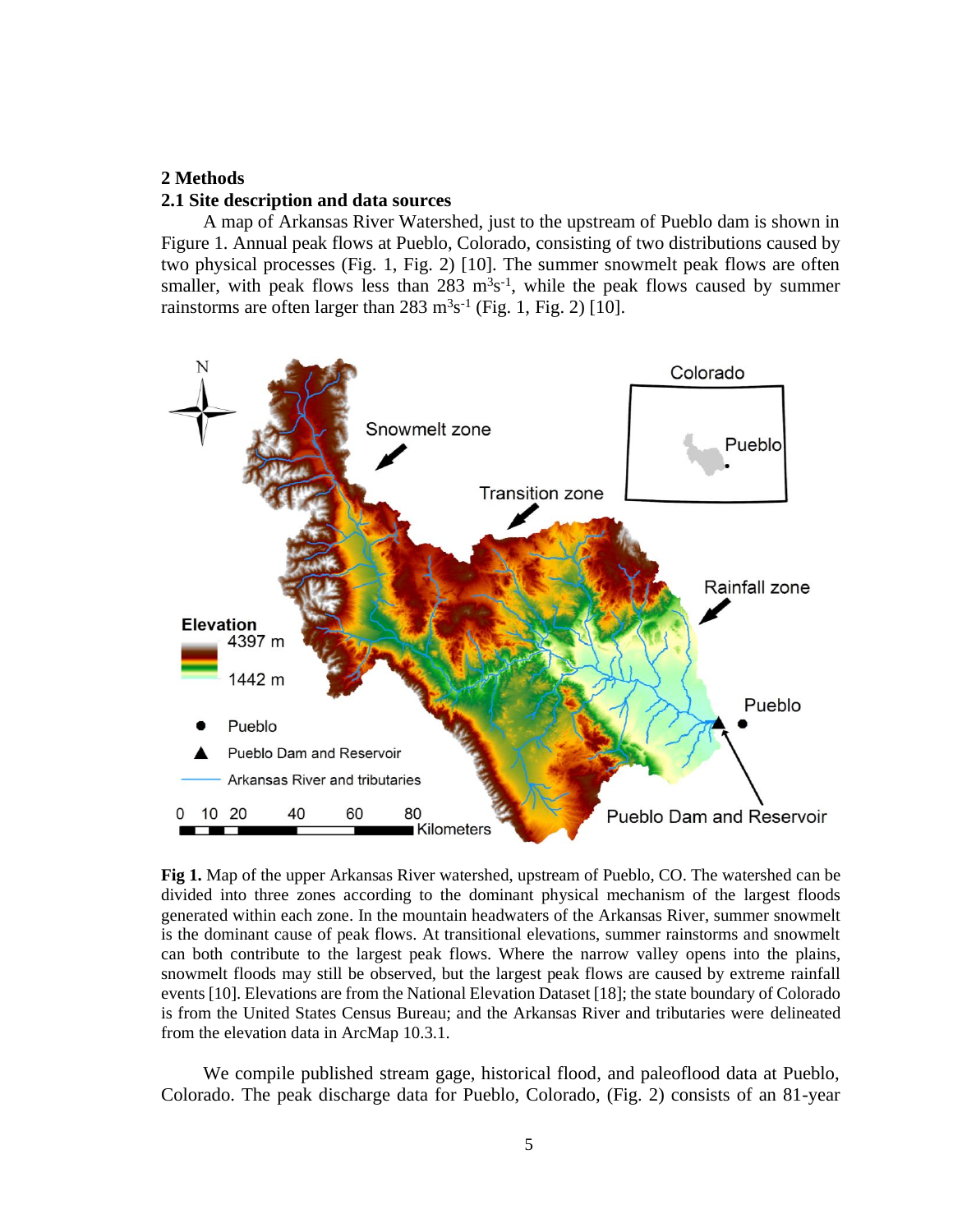## 2 Methods

### 2.1 Site description and data sources

A map of Arkansas River Watershed, just to the upstream of Pueblo dam is shown in Figure 1. Annual peak flows at Pueblo, Colorado, consisting of two distributions caused by two physical processes (Fig. 1, Fig. 2) [10]. The summer snowmelt peak flows are often smaller, with peak flows less than 283 $m^3s^{-1}$, while the peak flows caused by summer rainstorms are often larger than 283 $m^3s^{-1}$ (Fig. 1, Fig. 2) [10].

**Fig 1.** Map of the upper Arkansas River watershed, upstream of Pueblo, CO. The watershed can be divided into three zones according to the dominant physical mechanism of the largest floods generated within each zone. In the mountain headwaters of the Arkansas River, summer snowmelt is the dominant cause of peak flows. At transitional elevations, summer rainstorms and snowmelt can both contribute to the largest peak flows. Where the narrow valley opens into the plains, snowmelt floods may still be observed, but the largest peak flows are caused by extreme rainfall events [10]. Elevations are from the National Elevation Dataset [18]; the state boundary of Colorado is from the United States Census Bureau; and the Arkansas River and tributaries were delineated from the elevation data in ArcMap 10.3.1.

We compile published stream gage, historical flood, and paleoflood data at Pueblo, Colorado. The peak discharge data for Pueblo, Colorado, (Fig. 2) consists of an 81-year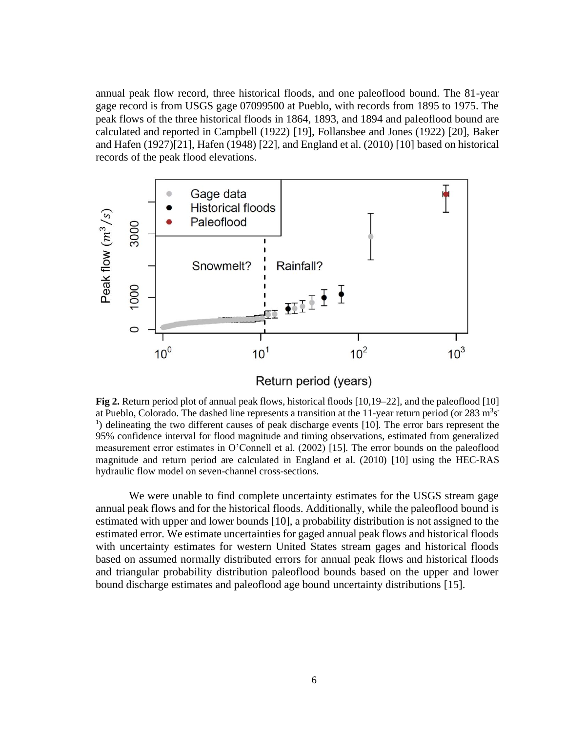annual peak flow record, three historical floods, and one paleoflood bound. The 81-year gage record is from USGS gage 07099500 at Pueblo, with records from 1895 to 1975. The peak flows of the three historical floods in 1864, 1893, and 1894 and paleoflood bound are calculated and reported in Campbell (1922) [19], Follansbee and Jones (1922) [20], Baker and Hafen (1927)[21], Hafen (1948) [22], and England et al. (2010) [10] based on historical records of the peak flood elevations.

**Fig 2.** Return period plot of annual peak flows, historical floods [10,19–22], and the paleoflood [10] at Pueblo, Colorado. The dashed line represents a transition at the 11-year return period (or 283 $m^3s^{-1}$) delineating the two different causes of peak discharge events [10]. The error bars represent the 95% confidence interval for flood magnitude and timing observations, estimated from generalized measurement error estimates in O'Connell et al. (2002) [15]. The error bounds on the paleoflood magnitude and return period are calculated in England et al. (2010) [10] using the HEC-RAS hydraulic flow model on seven-channel cross-sections.

We were unable to find complete uncertainty estimates for the USGS stream gage annual peak flows and for the historical floods. Additionally, while the paleoflood bound is estimated with upper and lower bounds [10], a probability distribution is not assigned to the estimated error. We estimate uncertainties for gaged annual peak flows and historical floods with uncertainty estimates for western United States stream gages and historical floods based on assumed normally distributed errors for annual peak flows and historical floods and triangular probability distribution paleoflood bounds based on the upper and lower bound discharge estimates and paleoflood age bound uncertainty distributions [15].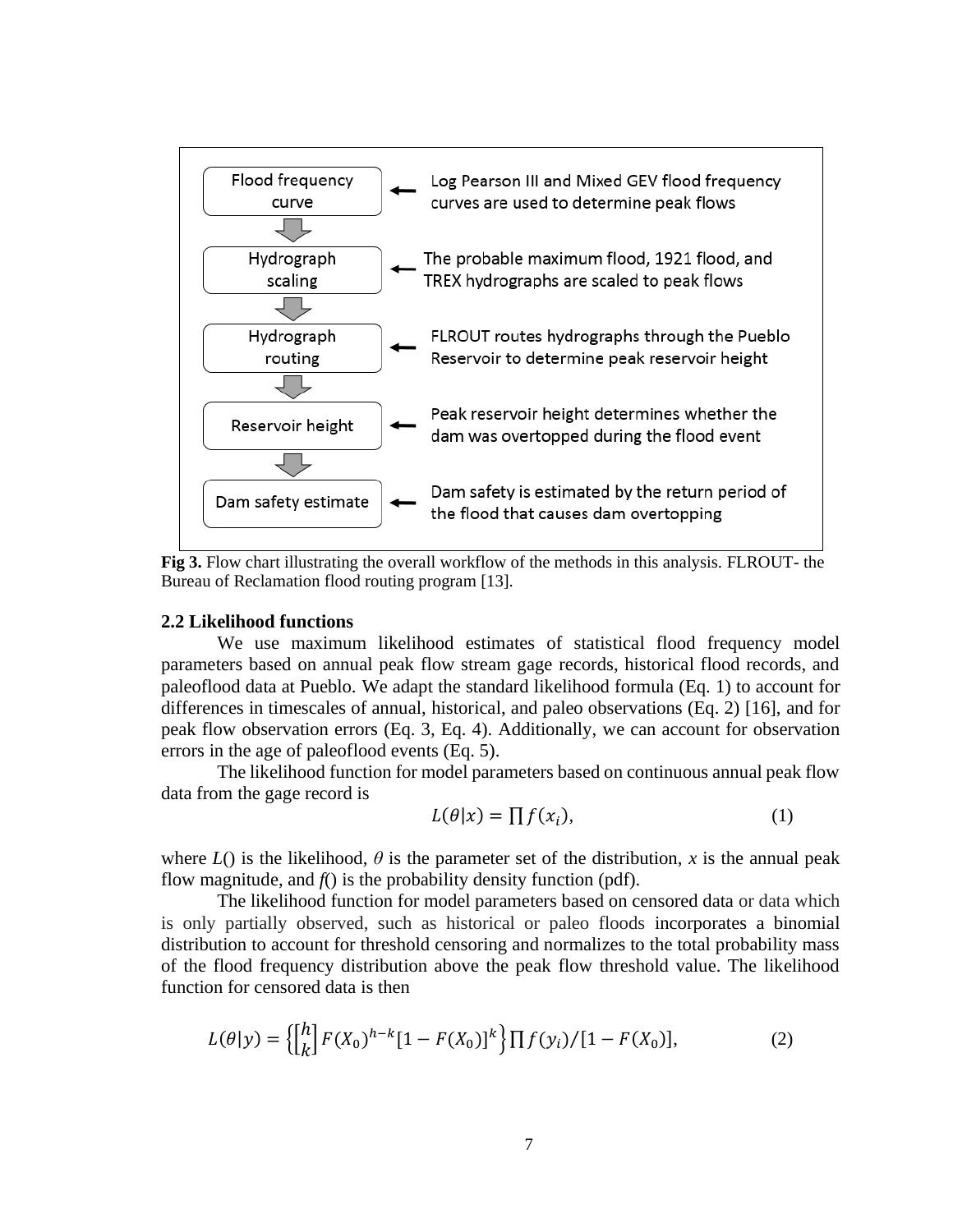| Step | Description |
| --- | --- |
| Flood frequency curve | Log Pearson III and Mixed GEV flood frequency curves are used to determine peak flows |
| Hydrograph scaling | The probable maximum flood, 1921 flood, and TREX hydrographs are scaled to peak flows |
| Hydrograph routing | FLROUT routes hydrographs through the Pueblo Reservoir to determine peak reservoir height |
| Reservoir height | Peak reservoir height determines whether the dam was overtopped during the flood event |
| Dam safety estimate | Dam safety is estimated by the return period of the flood that causes dam overtopping |

**Fig 3.** Flow chart illustrating the overall workflow of the methods in this analysis. FLROUT- the Bureau of Reclamation flood routing program [13].

### 2.2 Likelihood functions

We use maximum likelihood estimates of statistical flood frequency model parameters based on annual peak flow stream gage records, historical flood records, and paleoflood data at Pueblo. We adapt the standard likelihood formula (Eq. 1) to account for differences in timescales of annual, historical, and paleo observations (Eq. 2) [16], and for peak flow observation errors (Eq. 3, Eq. 4). Additionally, we can account for observation errors in the age of paleoflood events (Eq. 5).

The likelihood function for model parameters based on continuous annual peak flow data from the gage record is

$$L(\theta|x) = \prod f(x_i), \tag{1}$$

where $L()$ is the likelihood, $\theta$ is the parameter set of the distribution, $x$ is the annual peak flow magnitude, and $f()$ is the probability density function (pdf).

The likelihood function for model parameters based on censored data or data which is only partially observed, such as historical or paleo floods incorporates a binomial distribution to account for threshold censoring and normalizes to the total probability mass of the flood frequency distribution above the peak flow threshold value. The likelihood function for censored data is then

$$L(\theta|y) = \left\{ \begin{bmatrix} h \\ k \end{bmatrix} F(X_0)^{h-k} [1 - F(X_0)]^k \right\} \prod f(y_i) / [1 - F(X_0)], \tag{2}$$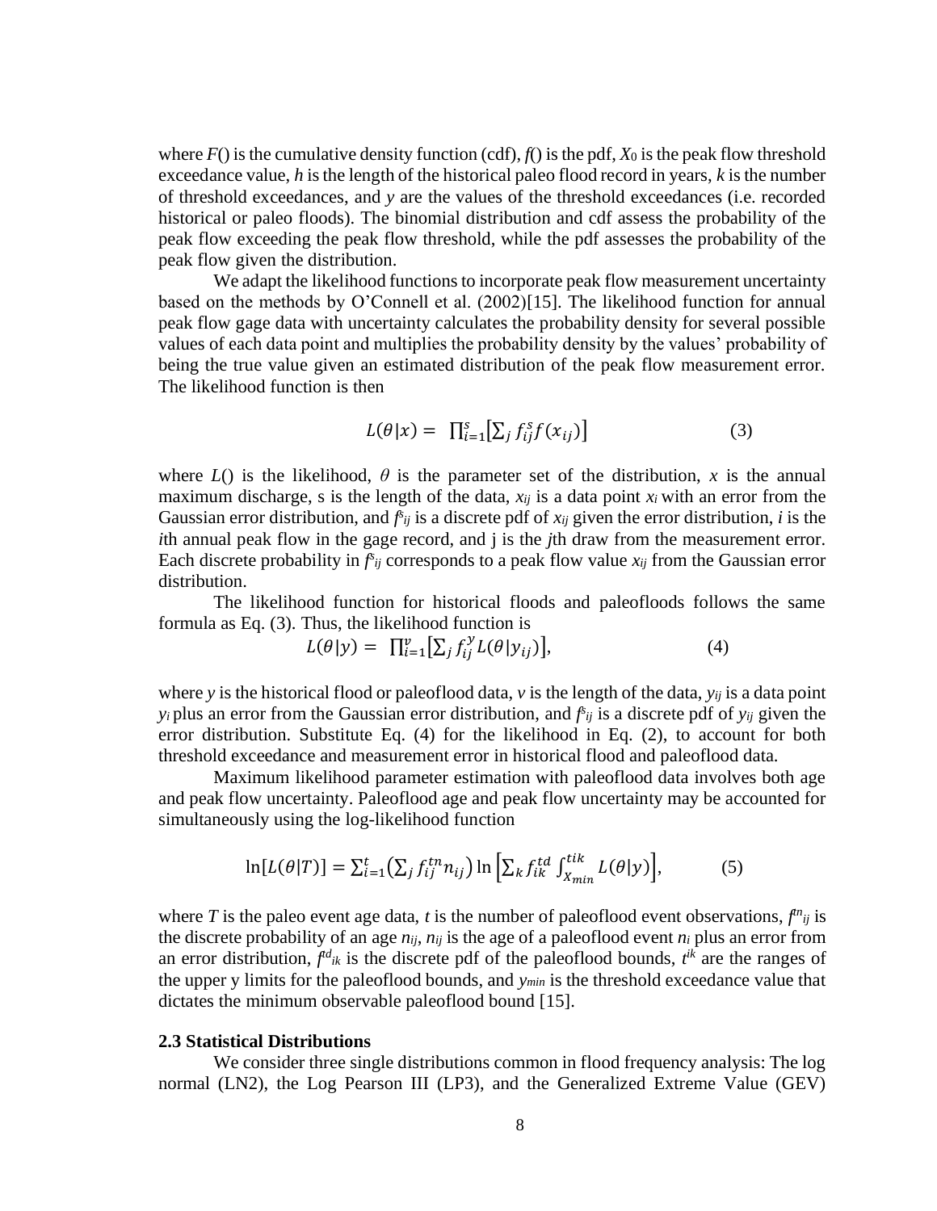where $F()$ is the cumulative density function (cdf), $f()$ is the pdf, $X_0$ is the peak flow threshold exceedance value, $h$ is the length of the historical paleo flood record in years, $k$ is the number of threshold exceedances, and $y$ are the values of the threshold exceedances (i.e. recorded historical or paleo floods). The binomial distribution and cdf assess the probability of the peak flow exceeding the peak flow threshold, while the pdf assesses the probability of the peak flow given the distribution.

We adapt the likelihood functions to incorporate peak flow measurement uncertainty based on the methods by O'Connell et al. (2002)[15]. The likelihood function for annual peak flow gage data with uncertainty calculates the probability density for several possible values of each data point and multiplies the probability density by the values' probability of being the true value given an estimated distribution of the peak flow measurement error. The likelihood function is then

$$L(\theta|x) = \prod_{i=1}^{s}\left[\sum_j f_{ij}^{s} f(x_{ij})\right] \tag{3}$$

where $L()$ is the likelihood, $\theta$ is the parameter set of the distribution, $x$ is the annual maximum discharge, s is the length of the data, $x_{ij}$ is a data point $x_i$ with an error from the Gaussian error distribution, and $f^{s}_{ij}$ is a discrete pdf of $x_{ij}$ given the error distribution, $i$ is the $i$th annual peak flow in the gage record, and j is the $j$th draw from the measurement error. Each discrete probability in $f^{s}_{ij}$ corresponds to a peak flow value $x_{ij}$ from the Gaussian error distribution.

The likelihood function for historical floods and paleofloods follows the same formula as Eq. (3). Thus, the likelihood function is

$$L(\theta|y) = \prod_{i=1}^{v}\left[\sum_j f_{ij}^{y} L(\theta|y_{ij})\right], \tag{4}$$

where $y$ is the historical flood or paleoflood data, $v$ is the length of the data, $y_{ij}$ is a data point $y_i$ plus an error from the Gaussian error distribution, and $f^{s}_{ij}$ is a discrete pdf of $y_{ij}$ given the error distribution. Substitute Eq. (4) for the likelihood in Eq. (2), to account for both threshold exceedance and measurement error in historical flood and paleoflood data.

Maximum likelihood parameter estimation with paleoflood data involves both age and peak flow uncertainty. Paleoflood age and peak flow uncertainty may be accounted for simultaneously using the log-likelihood function

$$\ln[L(\theta|T)] = \sum_{i=1}^{t}\left(\sum_j f_{ij}^{tn} n_{ij}\right) \ln\left[\sum_k f_{ik}^{td} \int_{X_{min}}^{tik} L(\theta|y)\right], \tag{5}$$

where $T$ is the paleo event age data, $t$ is the number of paleoflood event observations, $f^{tn}_{ij}$ is the discrete probability of an age $n_{ij}$, $n_{ij}$ is the age of a paleoflood event $n_i$ plus an error from an error distribution, $f^{td}_{ik}$ is the discrete pdf of the paleoflood bounds, $t^{ik}$ are the ranges of the upper y limits for the paleoflood bounds, and $y_{min}$ is the threshold exceedance value that dictates the minimum observable paleoflood bound [15].

### 2.3 Statistical Distributions

We consider three single distributions common in flood frequency analysis: The log normal (LN2), the Log Pearson III (LP3), and the Generalized Extreme Value (GEV)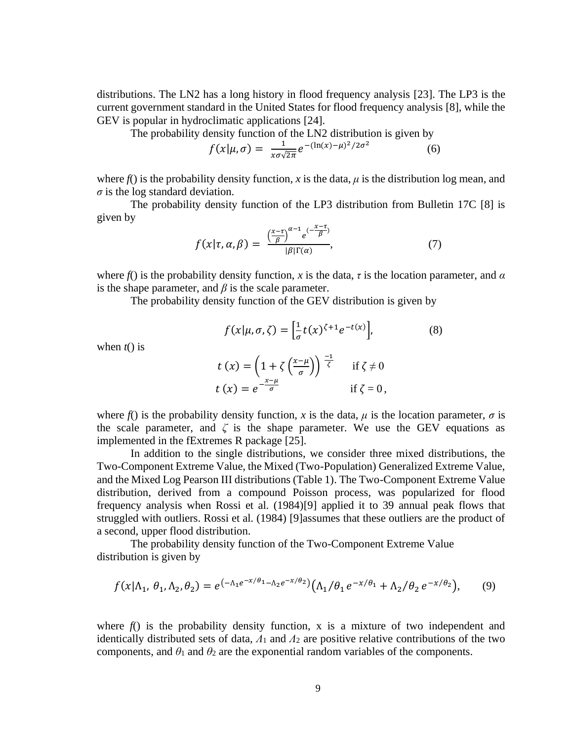distributions. The LN2 has a long history in flood frequency analysis [23]. The LP3 is the current government standard in the United States for flood frequency analysis [8], while the GEV is popular in hydroclimatic applications [24].

The probability density function of the LN2 distribution is given by

$$f(x|\mu,\sigma) = \frac{1}{x\sigma\sqrt{2\pi}} e^{-(\ln(x)-\mu)^2/2\sigma^2} \quad (6)$$

where *f*() is the probability density function, *x* is the data, $\mu$ is the distribution log mean, and $\sigma$ is the log standard deviation.

The probability density function of the LP3 distribution from Bulletin 17C [8] is given by

$$f(x|\tau,\alpha,\beta) = \frac{\left(\frac{x-\tau}{\beta}\right)^{\alpha-1} e^{\left(-\frac{x-\tau}{\beta}\right)}}{|\beta|\Gamma(\alpha)}, \quad (7)$$

where *f*() is the probability density function, *x* is the data, $\tau$ is the location parameter, and $\alpha$ is the shape parameter, and $\beta$ is the scale parameter.

The probability density function of the GEV distribution is given by

$$f(x|\mu,\sigma,\zeta) = \left[\frac{1}{\sigma} t(x)^{\zeta+1} e^{-t(x)}\right], \quad (8)$$

when *t*() is

$$t(x) = \left(1 + \zeta\left(\frac{x-\mu}{\sigma}\right)\right)^{\frac{-1}{\zeta}} \quad \text{if } \zeta \neq 0$$

$$t(x) = e^{-\frac{x-\mu}{\sigma}} \quad \text{if } \zeta = 0,$$

where *f*() is the probability density function, *x* is the data, $\mu$ is the location parameter, $\sigma$ is the scale parameter, and $\zeta$ is the shape parameter. We use the GEV equations as implemented in the fExtremes R package [25].

In addition to the single distributions, we consider three mixed distributions, the Two-Component Extreme Value, the Mixed (Two-Population) Generalized Extreme Value, and the Mixed Log Pearson III distributions (Table 1). The Two-Component Extreme Value distribution, derived from a compound Poisson process, was popularized for flood frequency analysis when Rossi et al. (1984)[9] applied it to 39 annual peak flows that struggled with outliers. Rossi et al. (1984) [9]assumes that these outliers are the product of a second, upper flood distribution.

The probability density function of the Two-Component Extreme Value distribution is given by

$$f(x|\Lambda_1, \theta_1, \Lambda_2, \theta_2) = e^{\left(-\Lambda_1 e^{-x/\theta_1} - \Lambda_2 e^{-x/\theta_2}\right)} \left(\Lambda_1/\theta_1\, e^{-x/\theta_1} + \Lambda_2/\theta_2\, e^{-x/\theta_2}\right), \quad (9)$$

where *f*() is the probability density function, x is a mixture of two independent and identically distributed sets of data, $\Lambda_1$ and $\Lambda_2$ are positive relative contributions of the two components, and $\theta_1$ and $\theta_2$ are the exponential random variables of the components.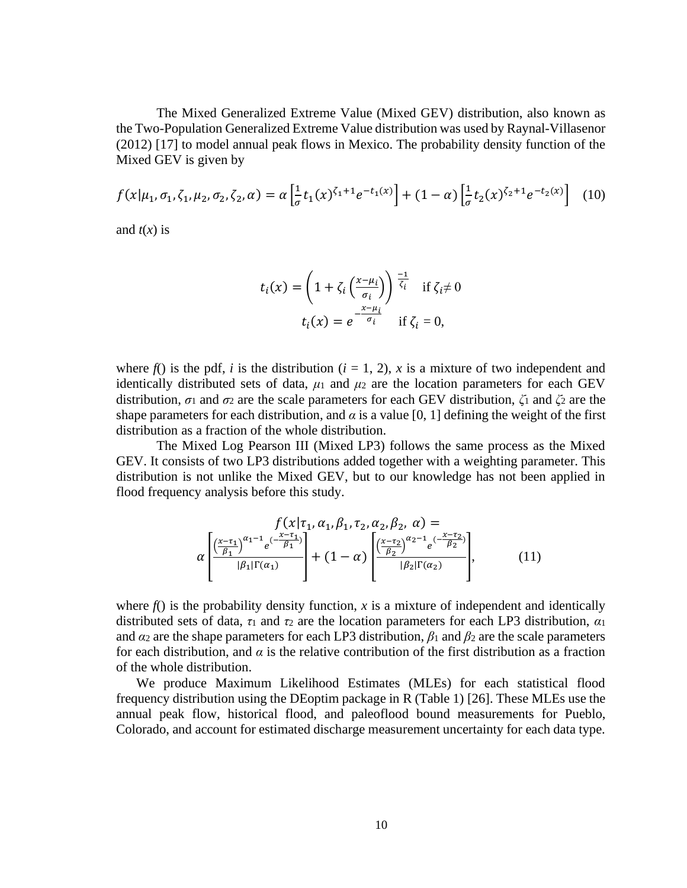The Mixed Generalized Extreme Value (Mixed GEV) distribution, also known as the Two-Population Generalized Extreme Value distribution was used by Raynal-Villasenor (2012) [17] to model annual peak flows in Mexico. The probability density function of the Mixed GEV is given by

$$f(x|\mu_1, \sigma_1, \zeta_1, \mu_2, \sigma_2, \zeta_2, \alpha) = \alpha\left[\frac{1}{\sigma}t_1(x)^{\zeta_1+1}e^{-t_1(x)}\right] + (1-\alpha)\left[\frac{1}{\sigma}t_2(x)^{\zeta_2+1}e^{-t_2(x)}\right] \quad (10)$$

and $t(x)$ is

$$t_i(x) = \left(1 + \zeta_i\left(\frac{x-\mu_i}{\sigma_i}\right)\right)^{\frac{-1}{\zeta_i}} \quad \text{if } \zeta_i \neq 0$$

$$t_i(x) = e^{-\frac{x-\mu_i}{\sigma_i}} \quad \text{if } \zeta_i = 0,$$

where $f()$ is the pdf, $i$ is the distribution ($i$ = 1, 2), $x$ is a mixture of two independent and identically distributed sets of data, $\mu_1$ and $\mu_2$ are the location parameters for each GEV distribution, $\sigma_1$ and $\sigma_2$ are the scale parameters for each GEV distribution, $\zeta_1$ and $\zeta_2$ are the shape parameters for each distribution, and $\alpha$ is a value [0, 1] defining the weight of the first distribution as a fraction of the whole distribution.

The Mixed Log Pearson III (Mixed LP3) follows the same process as the Mixed GEV. It consists of two LP3 distributions added together with a weighting parameter. This distribution is not unlike the Mixed GEV, but to our knowledge has not been applied in flood frequency analysis before this study.

$$f(x|\tau_1, \alpha_1, \beta_1, \tau_2, \alpha_2, \beta_2, \alpha) = \alpha\left[\frac{\left(\frac{x-\tau_1}{\beta_1}\right)^{\alpha_1-1}e^{\left(-\frac{x-\tau_1}{\beta_1}\right)}}{|\beta_1|\Gamma(\alpha_1)}\right] + (1-\alpha)\left[\frac{\left(\frac{x-\tau_2}{\beta_2}\right)^{\alpha_2-1}e^{\left(-\frac{x-\tau_2}{\beta_2}\right)}}{|\beta_2|\Gamma(\alpha_2)}\right], \quad (11)$$

where $f()$ is the probability density function, $x$ is a mixture of independent and identically distributed sets of data, $\tau_1$ and $\tau_2$ are the location parameters for each LP3 distribution, $\alpha_1$ and $\alpha_2$ are the shape parameters for each LP3 distribution, $\beta_1$ and $\beta_2$ are the scale parameters for each distribution, and $\alpha$ is the relative contribution of the first distribution as a fraction of the whole distribution.

We produce Maximum Likelihood Estimates (MLEs) for each statistical flood frequency distribution using the DEoptim package in R (Table 1) [26]. These MLEs use the annual peak flow, historical flood, and paleoflood bound measurements for Pueblo, Colorado, and account for estimated discharge measurement uncertainty for each data type.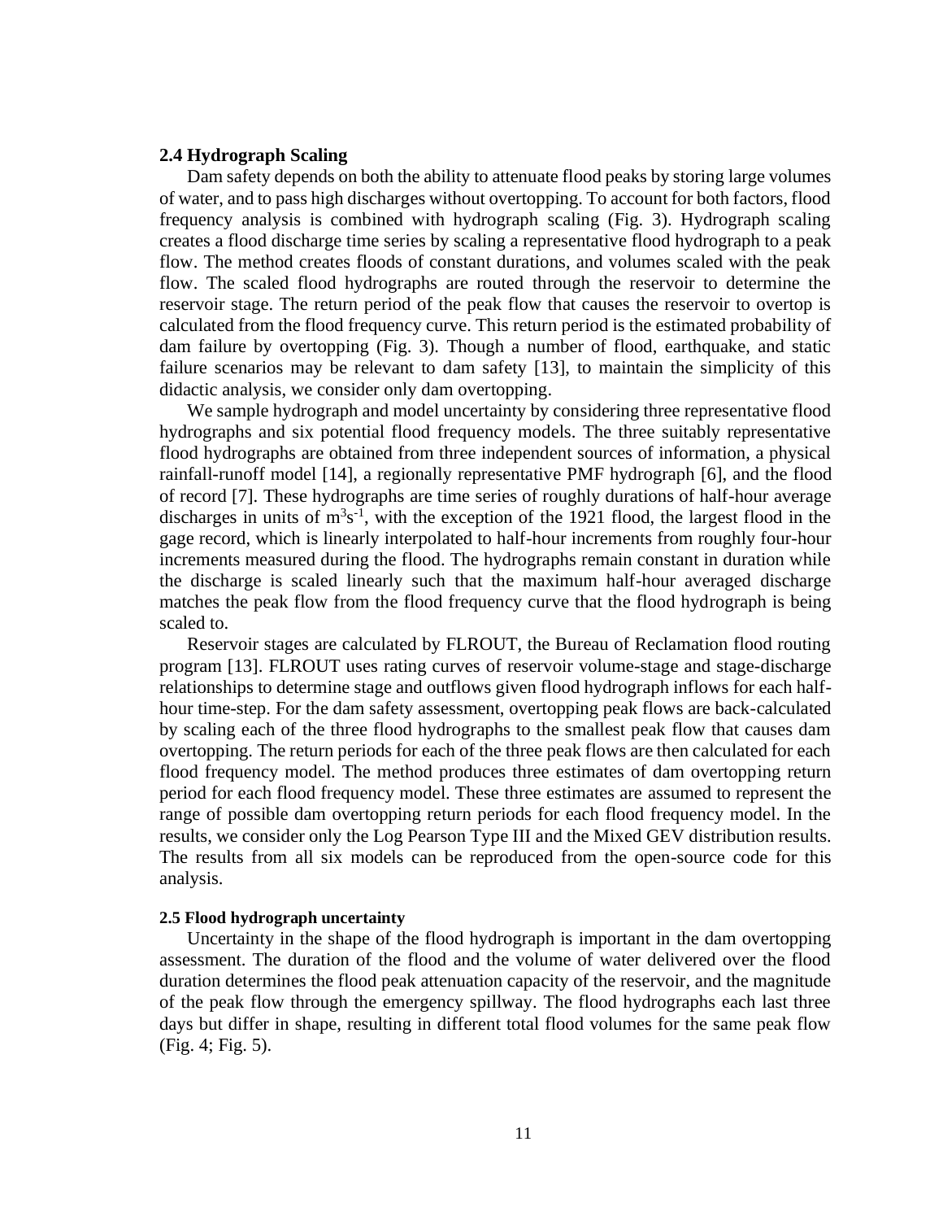### 2.4 Hydrograph Scaling

Dam safety depends on both the ability to attenuate flood peaks by storing large volumes of water, and to pass high discharges without overtopping. To account for both factors, flood frequency analysis is combined with hydrograph scaling (Fig. 3). Hydrograph scaling creates a flood discharge time series by scaling a representative flood hydrograph to a peak flow. The method creates floods of constant durations, and volumes scaled with the peak flow. The scaled flood hydrographs are routed through the reservoir to determine the reservoir stage. The return period of the peak flow that causes the reservoir to overtop is calculated from the flood frequency curve. This return period is the estimated probability of dam failure by overtopping (Fig. 3). Though a number of flood, earthquake, and static failure scenarios may be relevant to dam safety [13], to maintain the simplicity of this didactic analysis, we consider only dam overtopping.

We sample hydrograph and model uncertainty by considering three representative flood hydrographs and six potential flood frequency models. The three suitably representative flood hydrographs are obtained from three independent sources of information, a physical rainfall-runoff model [14], a regionally representative PMF hydrograph [6], and the flood of record [7]. These hydrographs are time series of roughly durations of half-hour average discharges in units of $m^3s^{-1}$, with the exception of the 1921 flood, the largest flood in the gage record, which is linearly interpolated to half-hour increments from roughly four-hour increments measured during the flood. The hydrographs remain constant in duration while the discharge is scaled linearly such that the maximum half-hour averaged discharge matches the peak flow from the flood frequency curve that the flood hydrograph is being scaled to.

Reservoir stages are calculated by FLROUT, the Bureau of Reclamation flood routing program [13]. FLROUT uses rating curves of reservoir volume-stage and stage-discharge relationships to determine stage and outflows given flood hydrograph inflows for each half-hour time-step. For the dam safety assessment, overtopping peak flows are back-calculated by scaling each of the three flood hydrographs to the smallest peak flow that causes dam overtopping. The return periods for each of the three peak flows are then calculated for each flood frequency model. The method produces three estimates of dam overtopping return period for each flood frequency model. These three estimates are assumed to represent the range of possible dam overtopping return periods for each flood frequency model. In the results, we consider only the Log Pearson Type III and the Mixed GEV distribution results. The results from all six models can be reproduced from the open-source code for this analysis.

### 2.5 Flood hydrograph uncertainty

Uncertainty in the shape of the flood hydrograph is important in the dam overtopping assessment. The duration of the flood and the volume of water delivered over the flood duration determines the flood peak attenuation capacity of the reservoir, and the magnitude of the peak flow through the emergency spillway. The flood hydrographs each last three days but differ in shape, resulting in different total flood volumes for the same peak flow (Fig. 4; Fig. 5).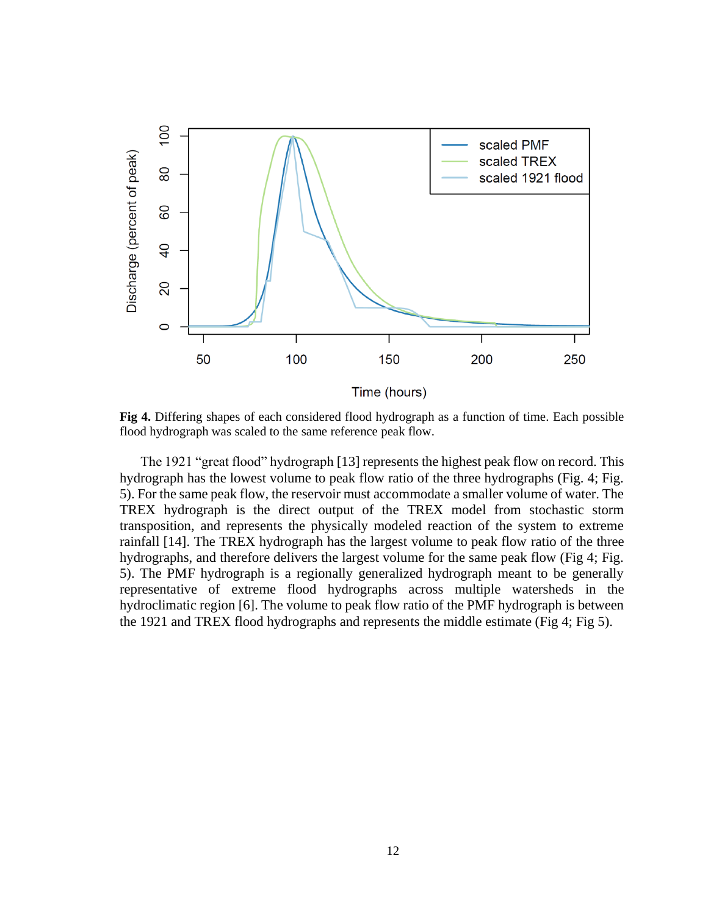**Fig 4.** Differing shapes of each considered flood hydrograph as a function of time. Each possible flood hydrograph was scaled to the same reference peak flow.

The 1921 "great flood" hydrograph [13] represents the highest peak flow on record. This hydrograph has the lowest volume to peak flow ratio of the three hydrographs (Fig. 4; Fig. 5). For the same peak flow, the reservoir must accommodate a smaller volume of water. The TREX hydrograph is the direct output of the TREX model from stochastic storm transposition, and represents the physically modeled reaction of the system to extreme rainfall [14]. The TREX hydrograph has the largest volume to peak flow ratio of the three hydrographs, and therefore delivers the largest volume for the same peak flow (Fig 4; Fig. 5). The PMF hydrograph is a regionally generalized hydrograph meant to be generally representative of extreme flood hydrographs across multiple watersheds in the hydroclimatic region [6]. The volume to peak flow ratio of the PMF hydrograph is between the 1921 and TREX flood hydrographs and represents the middle estimate (Fig 4; Fig 5).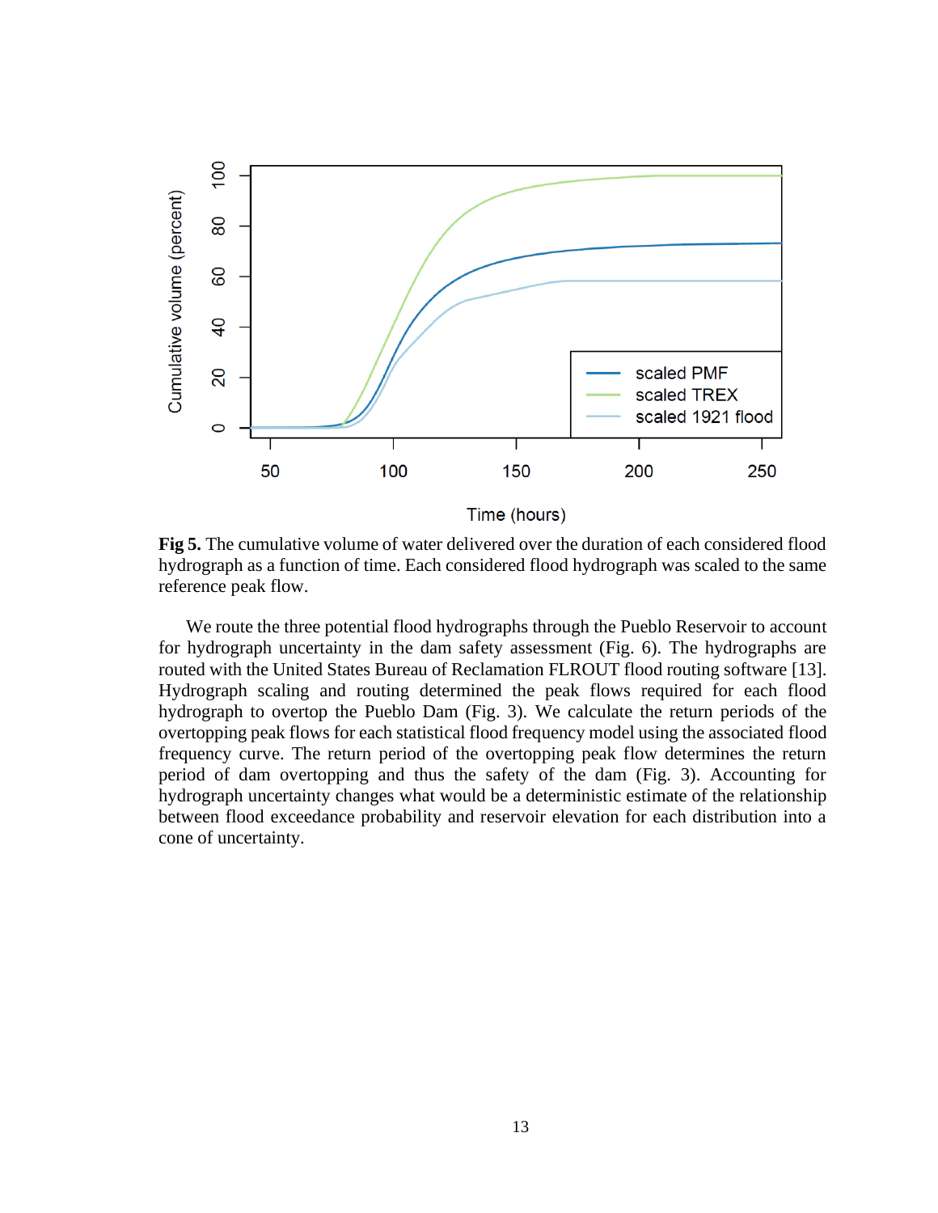**Fig 5.** The cumulative volume of water delivered over the duration of each considered flood hydrograph as a function of time. Each considered flood hydrograph was scaled to the same reference peak flow.

We route the three potential flood hydrographs through the Pueblo Reservoir to account for hydrograph uncertainty in the dam safety assessment (Fig. 6). The hydrographs are routed with the United States Bureau of Reclamation FLROUT flood routing software [13]. Hydrograph scaling and routing determined the peak flows required for each flood hydrograph to overtop the Pueblo Dam (Fig. 3). We calculate the return periods of the overtopping peak flows for each statistical flood frequency model using the associated flood frequency curve. The return period of the overtopping peak flow determines the return period of dam overtopping and thus the safety of the dam (Fig. 3). Accounting for hydrograph uncertainty changes what would be a deterministic estimate of the relationship between flood exceedance probability and reservoir elevation for each distribution into a cone of uncertainty.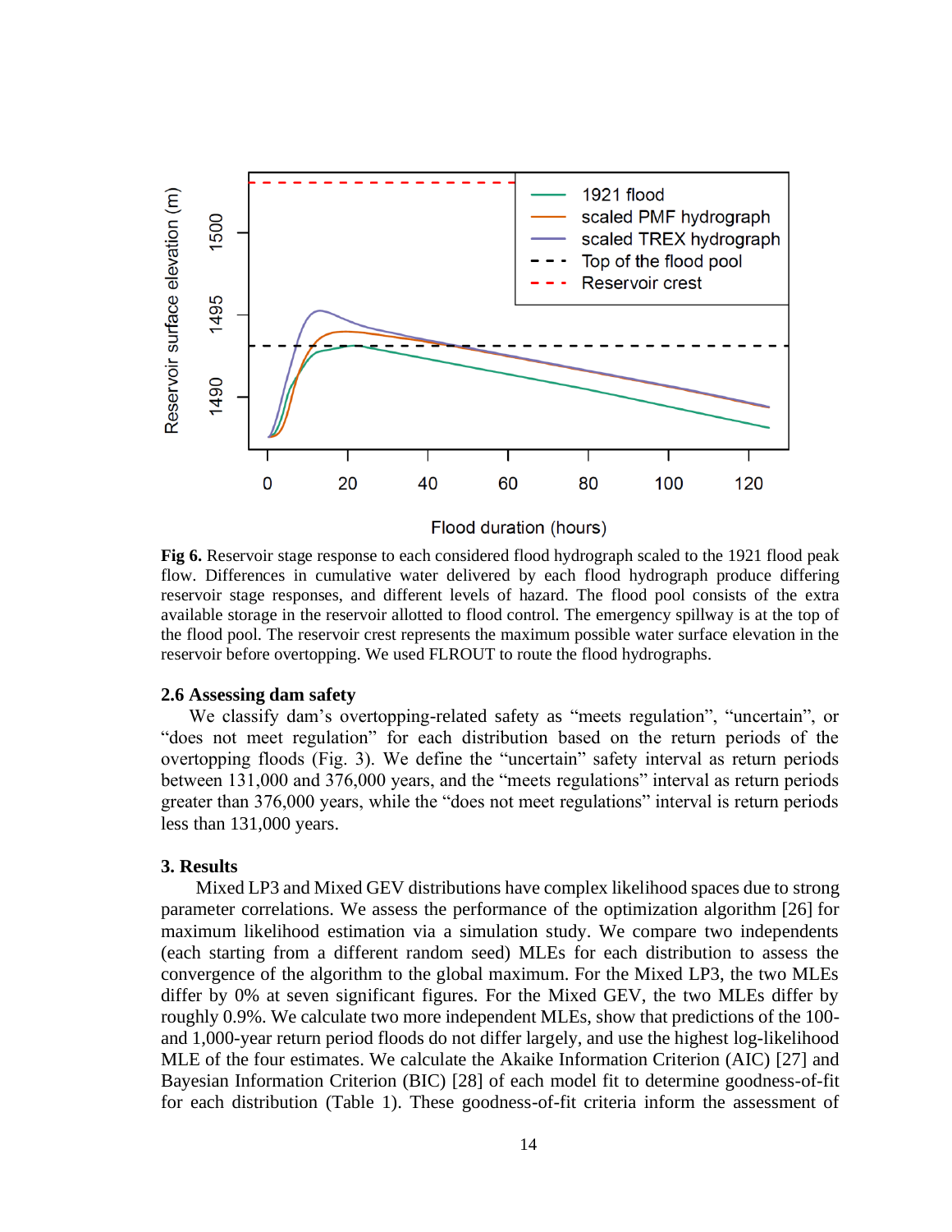**Fig 6.** Reservoir stage response to each considered flood hydrograph scaled to the 1921 flood peak flow. Differences in cumulative water delivered by each flood hydrograph produce differing reservoir stage responses, and different levels of hazard. The flood pool consists of the extra available storage in the reservoir allotted to flood control. The emergency spillway is at the top of the flood pool. The reservoir crest represents the maximum possible water surface elevation in the reservoir before overtopping. We used FLROUT to route the flood hydrographs.

### 2.6 Assessing dam safety

We classify dam's overtopping-related safety as "meets regulation", "uncertain", or "does not meet regulation" for each distribution based on the return periods of the overtopping floods (Fig. 3). We define the "uncertain" safety interval as return periods between 131,000 and 376,000 years, and the "meets regulations" interval as return periods greater than 376,000 years, while the "does not meet regulations" interval is return periods less than 131,000 years.

## 3. Results

Mixed LP3 and Mixed GEV distributions have complex likelihood spaces due to strong parameter correlations. We assess the performance of the optimization algorithm [26] for maximum likelihood estimation via a simulation study. We compare two independents (each starting from a different random seed) MLEs for each distribution to assess the convergence of the algorithm to the global maximum. For the Mixed LP3, the two MLEs differ by 0% at seven significant figures. For the Mixed GEV, the two MLEs differ by roughly 0.9%. We calculate two more independent MLEs, show that predictions of the 100- and 1,000-year return period floods do not differ largely, and use the highest log-likelihood MLE of the four estimates. We calculate the Akaike Information Criterion (AIC) [27] and Bayesian Information Criterion (BIC) [28] of each model fit to determine goodness-of-fit for each distribution (Table 1). These goodness-of-fit criteria inform the assessment of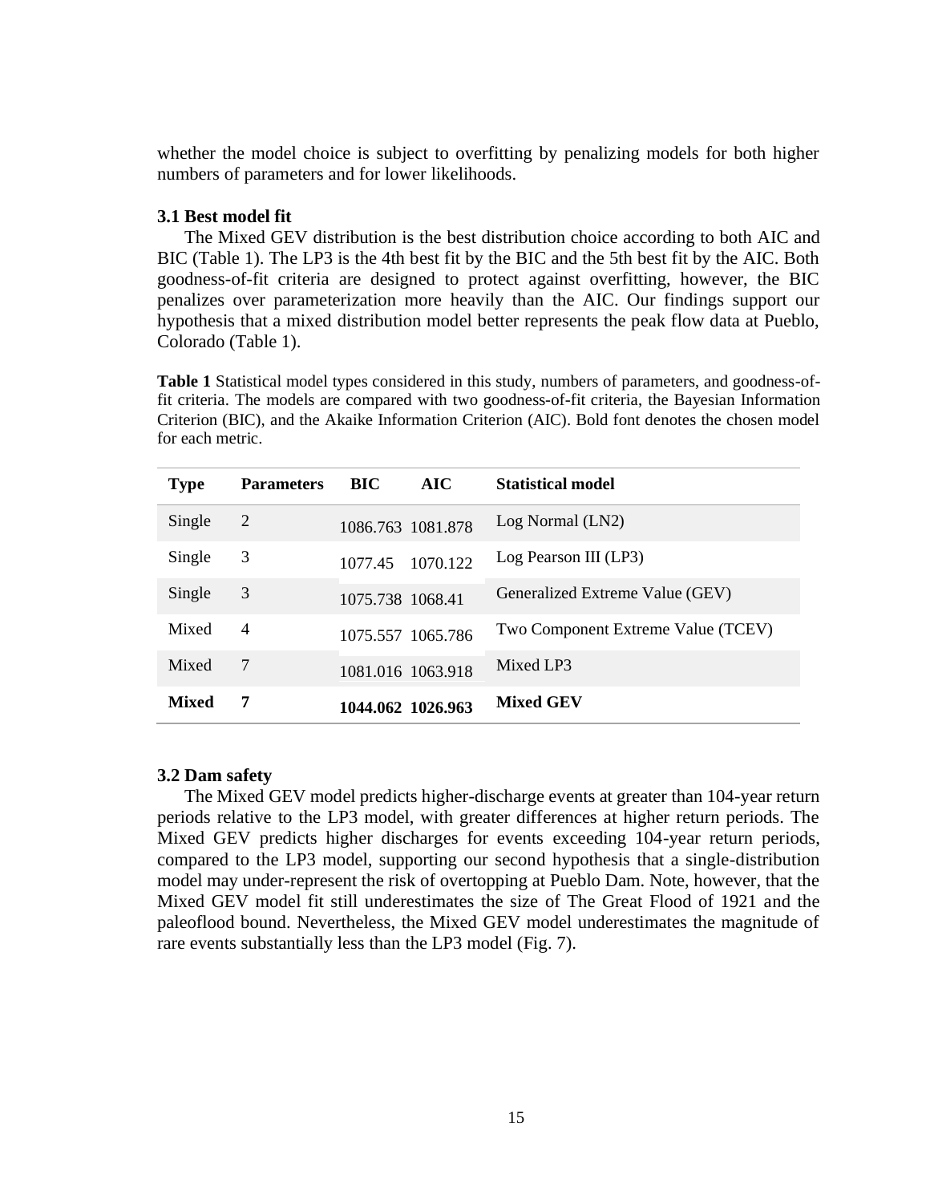whether the model choice is subject to overfitting by penalizing models for both higher numbers of parameters and for lower likelihoods.

### 3.1 Best model fit

The Mixed GEV distribution is the best distribution choice according to both AIC and BIC (Table 1). The LP3 is the 4th best fit by the BIC and the 5th best fit by the AIC. Both goodness-of-fit criteria are designed to protect against overfitting, however, the BIC penalizes over parameterization more heavily than the AIC. Our findings support our hypothesis that a mixed distribution model better represents the peak flow data at Pueblo, Colorado (Table 1).

**Table 1** Statistical model types considered in this study, numbers of parameters, and goodness-of-fit criteria. The models are compared with two goodness-of-fit criteria, the Bayesian Information Criterion (BIC), and the Akaike Information Criterion (AIC). Bold font denotes the chosen model for each metric.

| Type | Parameters | BIC | AIC | Statistical model |
|---|---|---|---|---|
| Single | 2 | 1086.763 | 1081.878 | Log Normal (LN2) |
| Single | 3 | 1077.45 | 1070.122 | Log Pearson III (LP3) |
| Single | 3 | 1075.738 | 1068.41 | Generalized Extreme Value (GEV) |
| Mixed | 4 | 1075.557 | 1065.786 | Two Component Extreme Value (TCEV) |
| Mixed | 7 | 1081.016 | 1063.918 | Mixed LP3 |
| **Mixed** | **7** | **1044.062** | **1026.963** | **Mixed GEV** |

### 3.2 Dam safety

The Mixed GEV model predicts higher-discharge events at greater than 104-year return periods relative to the LP3 model, with greater differences at higher return periods. The Mixed GEV predicts higher discharges for events exceeding 104-year return periods, compared to the LP3 model, supporting our second hypothesis that a single-distribution model may under-represent the risk of overtopping at Pueblo Dam. Note, however, that the Mixed GEV model fit still underestimates the size of The Great Flood of 1921 and the paleoflood bound. Nevertheless, the Mixed GEV model underestimates the magnitude of rare events substantially less than the LP3 model (Fig. 7).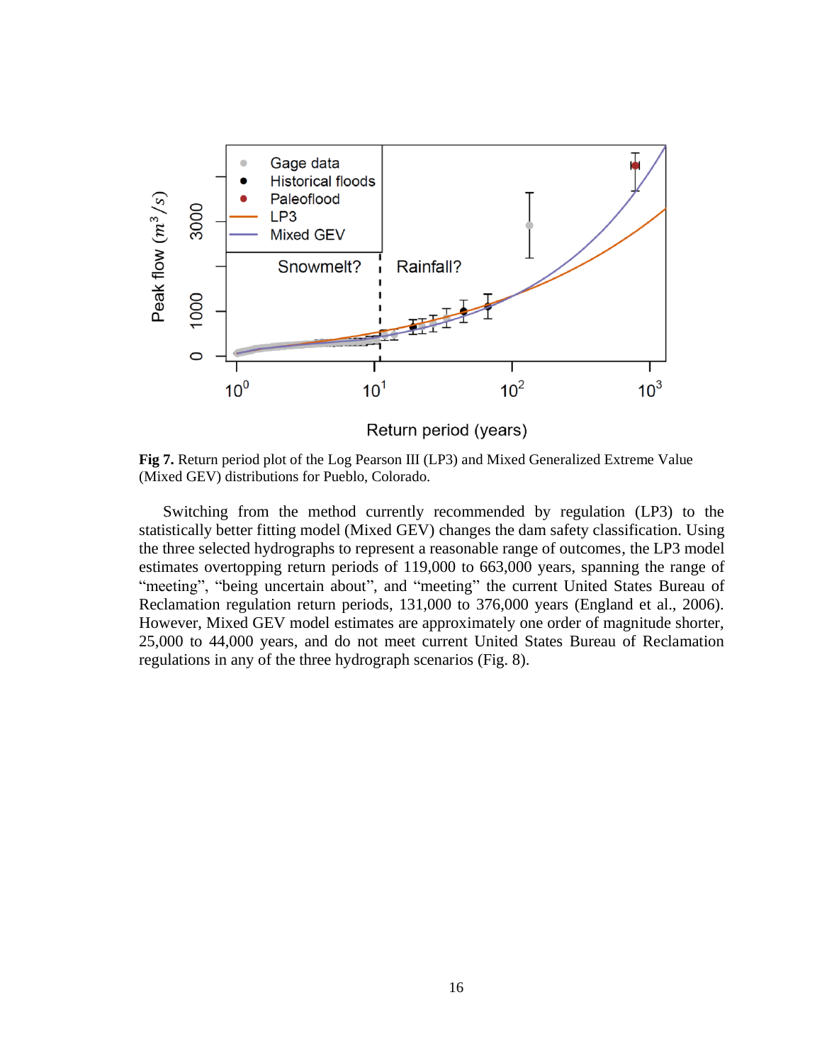**Fig 7.** Return period plot of the Log Pearson III (LP3) and Mixed Generalized Extreme Value (Mixed GEV) distributions for Pueblo, Colorado.

Switching from the method currently recommended by regulation (LP3) to the statistically better fitting model (Mixed GEV) changes the dam safety classification. Using the three selected hydrographs to represent a reasonable range of outcomes, the LP3 model estimates overtopping return periods of 119,000 to 663,000 years, spanning the range of "meeting", "being uncertain about", and "meeting" the current United States Bureau of Reclamation regulation return periods, 131,000 to 376,000 years (England et al., 2006). However, Mixed GEV model estimates are approximately one order of magnitude shorter, 25,000 to 44,000 years, and do not meet current United States Bureau of Reclamation regulations in any of the three hydrograph scenarios (Fig. 8).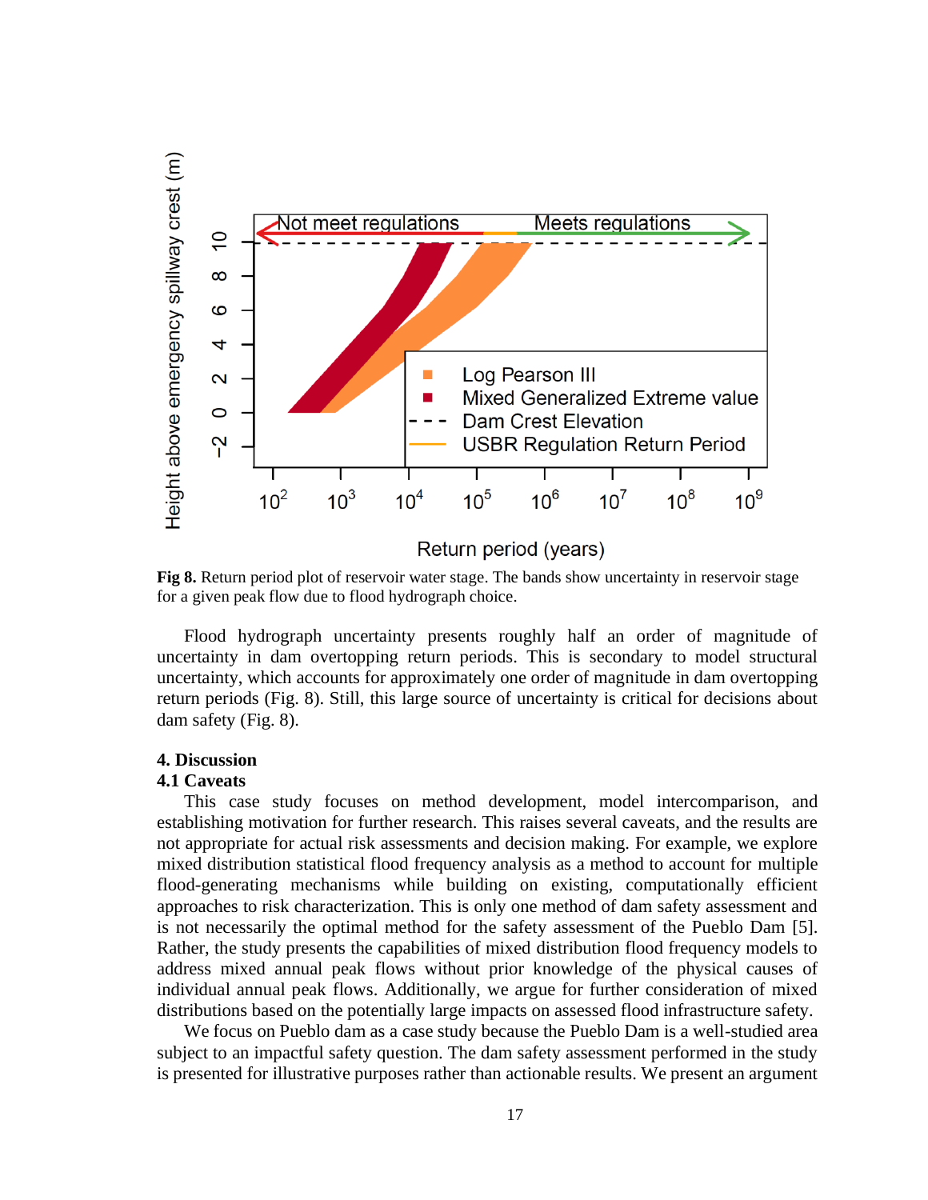**Fig 8.** Return period plot of reservoir water stage. The bands show uncertainty in reservoir stage for a given peak flow due to flood hydrograph choice.

Flood hydrograph uncertainty presents roughly half an order of magnitude of uncertainty in dam overtopping return periods. This is secondary to model structural uncertainty, which accounts for approximately one order of magnitude in dam overtopping return periods (Fig. 8). Still, this large source of uncertainty is critical for decisions about dam safety (Fig. 8).

## 4. Discussion

### 4.1 Caveats

This case study focuses on method development, model intercomparison, and establishing motivation for further research. This raises several caveats, and the results are not appropriate for actual risk assessments and decision making. For example, we explore mixed distribution statistical flood frequency analysis as a method to account for multiple flood-generating mechanisms while building on existing, computationally efficient approaches to risk characterization. This is only one method of dam safety assessment and is not necessarily the optimal method for the safety assessment of the Pueblo Dam [5]. Rather, the study presents the capabilities of mixed distribution flood frequency models to address mixed annual peak flows without prior knowledge of the physical causes of individual annual peak flows. Additionally, we argue for further consideration of mixed distributions based on the potentially large impacts on assessed flood infrastructure safety.

We focus on Pueblo dam as a case study because the Pueblo Dam is a well-studied area subject to an impactful safety question. The dam safety assessment performed in the study is presented for illustrative purposes rather than actionable results. We present an argument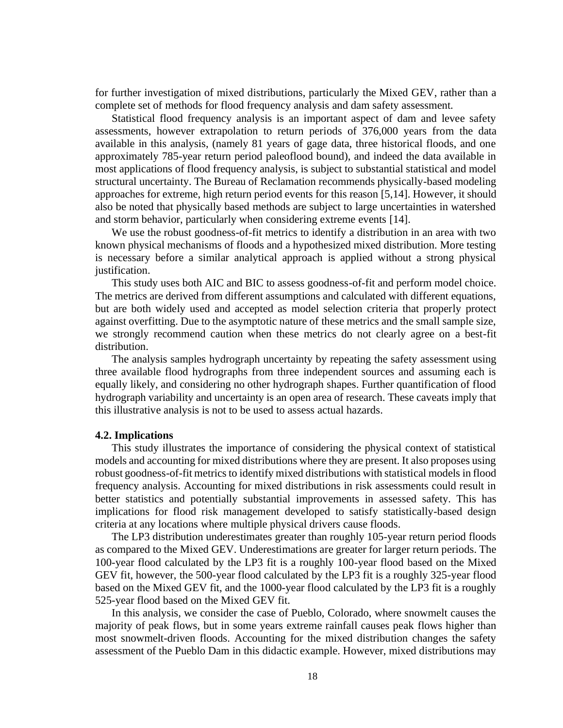for further investigation of mixed distributions, particularly the Mixed GEV, rather than a complete set of methods for flood frequency analysis and dam safety assessment.

Statistical flood frequency analysis is an important aspect of dam and levee safety assessments, however extrapolation to return periods of 376,000 years from the data available in this analysis, (namely 81 years of gage data, three historical floods, and one approximately 785-year return period paleoflood bound), and indeed the data available in most applications of flood frequency analysis, is subject to substantial statistical and model structural uncertainty. The Bureau of Reclamation recommends physically-based modeling approaches for extreme, high return period events for this reason [5,14]. However, it should also be noted that physically based methods are subject to large uncertainties in watershed and storm behavior, particularly when considering extreme events [14].

We use the robust goodness-of-fit metrics to identify a distribution in an area with two known physical mechanisms of floods and a hypothesized mixed distribution. More testing is necessary before a similar analytical approach is applied without a strong physical justification.

This study uses both AIC and BIC to assess goodness-of-fit and perform model choice. The metrics are derived from different assumptions and calculated with different equations, but are both widely used and accepted as model selection criteria that properly protect against overfitting. Due to the asymptotic nature of these metrics and the small sample size, we strongly recommend caution when these metrics do not clearly agree on a best-fit distribution.

The analysis samples hydrograph uncertainty by repeating the safety assessment using three available flood hydrographs from three independent sources and assuming each is equally likely, and considering no other hydrograph shapes. Further quantification of flood hydrograph variability and uncertainty is an open area of research. These caveats imply that this illustrative analysis is not to be used to assess actual hazards.

### 4.2. Implications

This study illustrates the importance of considering the physical context of statistical models and accounting for mixed distributions where they are present. It also proposes using robust goodness-of-fit metrics to identify mixed distributions with statistical models in flood frequency analysis. Accounting for mixed distributions in risk assessments could result in better statistics and potentially substantial improvements in assessed safety. This has implications for flood risk management developed to satisfy statistically-based design criteria at any locations where multiple physical drivers cause floods.

The LP3 distribution underestimates greater than roughly 105-year return period floods as compared to the Mixed GEV. Underestimations are greater for larger return periods. The 100-year flood calculated by the LP3 fit is a roughly 100-year flood based on the Mixed GEV fit, however, the 500-year flood calculated by the LP3 fit is a roughly 325-year flood based on the Mixed GEV fit, and the 1000-year flood calculated by the LP3 fit is a roughly 525-year flood based on the Mixed GEV fit.

In this analysis, we consider the case of Pueblo, Colorado, where snowmelt causes the majority of peak flows, but in some years extreme rainfall causes peak flows higher than most snowmelt-driven floods. Accounting for the mixed distribution changes the safety assessment of the Pueblo Dam in this didactic example. However, mixed distributions may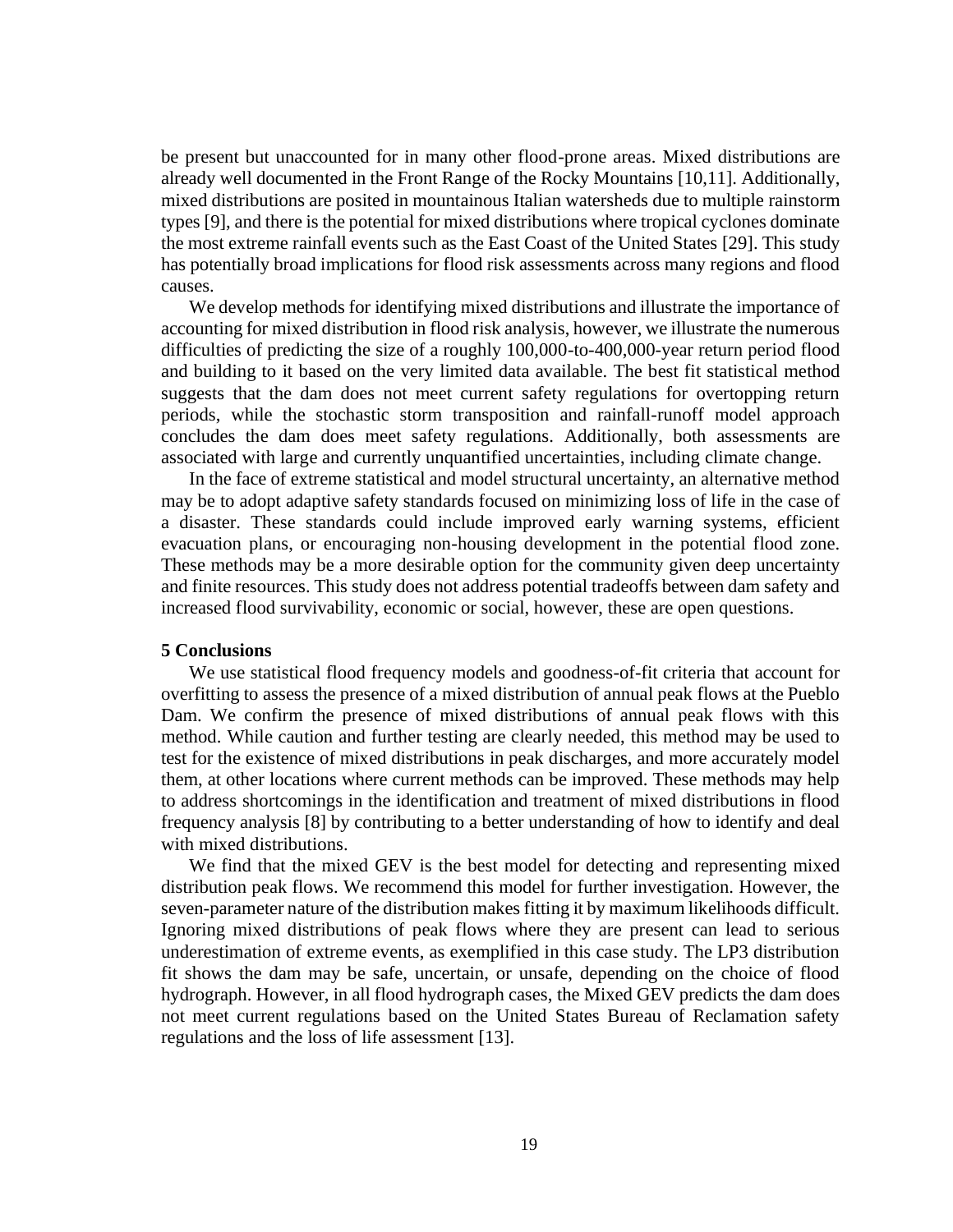be present but unaccounted for in many other flood-prone areas. Mixed distributions are already well documented in the Front Range of the Rocky Mountains [10,11]. Additionally, mixed distributions are posited in mountainous Italian watersheds due to multiple rainstorm types [9], and there is the potential for mixed distributions where tropical cyclones dominate the most extreme rainfall events such as the East Coast of the United States [29]. This study has potentially broad implications for flood risk assessments across many regions and flood causes.

We develop methods for identifying mixed distributions and illustrate the importance of accounting for mixed distribution in flood risk analysis, however, we illustrate the numerous difficulties of predicting the size of a roughly 100,000-to-400,000-year return period flood and building to it based on the very limited data available. The best fit statistical method suggests that the dam does not meet current safety regulations for overtopping return periods, while the stochastic storm transposition and rainfall-runoff model approach concludes the dam does meet safety regulations. Additionally, both assessments are associated with large and currently unquantified uncertainties, including climate change.

In the face of extreme statistical and model structural uncertainty, an alternative method may be to adopt adaptive safety standards focused on minimizing loss of life in the case of a disaster. These standards could include improved early warning systems, efficient evacuation plans, or encouraging non-housing development in the potential flood zone. These methods may be a more desirable option for the community given deep uncertainty and finite resources. This study does not address potential tradeoffs between dam safety and increased flood survivability, economic or social, however, these are open questions.

## 5 Conclusions

We use statistical flood frequency models and goodness-of-fit criteria that account for overfitting to assess the presence of a mixed distribution of annual peak flows at the Pueblo Dam. We confirm the presence of mixed distributions of annual peak flows with this method. While caution and further testing are clearly needed, this method may be used to test for the existence of mixed distributions in peak discharges, and more accurately model them, at other locations where current methods can be improved. These methods may help to address shortcomings in the identification and treatment of mixed distributions in flood frequency analysis [8] by contributing to a better understanding of how to identify and deal with mixed distributions.

We find that the mixed GEV is the best model for detecting and representing mixed distribution peak flows. We recommend this model for further investigation. However, the seven-parameter nature of the distribution makes fitting it by maximum likelihoods difficult. Ignoring mixed distributions of peak flows where they are present can lead to serious underestimation of extreme events, as exemplified in this case study. The LP3 distribution fit shows the dam may be safe, uncertain, or unsafe, depending on the choice of flood hydrograph. However, in all flood hydrograph cases, the Mixed GEV predicts the dam does not meet current regulations based on the United States Bureau of Reclamation safety regulations and the loss of life assessment [13].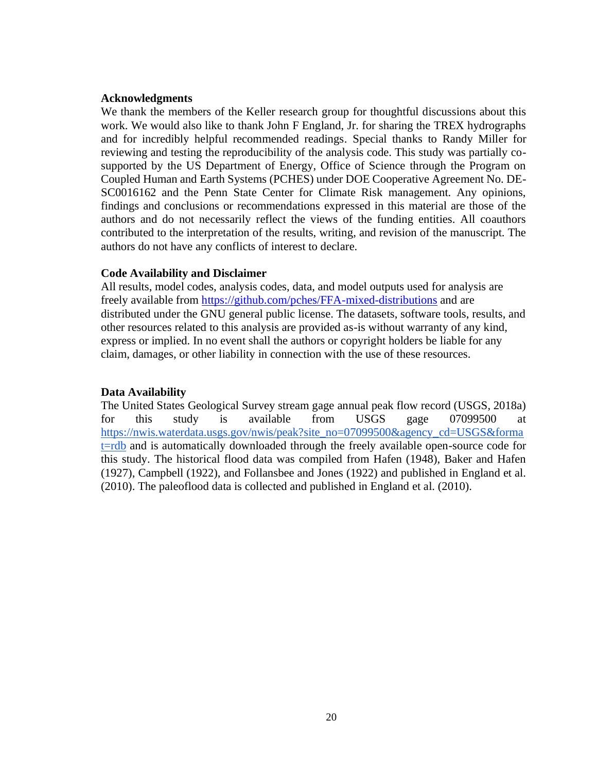**Acknowledgments**

We thank the members of the Keller research group for thoughtful discussions about this work. We would also like to thank John F England, Jr. for sharing the TREX hydrographs and for incredibly helpful recommended readings. Special thanks to Randy Miller for reviewing and testing the reproducibility of the analysis code. This study was partially co-supported by the US Department of Energy, Office of Science through the Program on Coupled Human and Earth Systems (PCHES) under DOE Cooperative Agreement No. DE-SC0016162 and the Penn State Center for Climate Risk management. Any opinions, findings and conclusions or recommendations expressed in this material are those of the authors and do not necessarily reflect the views of the funding entities. All coauthors contributed to the interpretation of the results, writing, and revision of the manuscript. The authors do not have any conflicts of interest to declare.

**Code Availability and Disclaimer**

All results, model codes, analysis codes, data, and model outputs used for analysis are freely available from https://github.com/pches/FFA-mixed-distributions and are distributed under the GNU general public license. The datasets, software tools, results, and other resources related to this analysis are provided as-is without warranty of any kind, express or implied. In no event shall the authors or copyright holders be liable for any claim, damages, or other liability in connection with the use of these resources.

**Data Availability**

The United States Geological Survey stream gage annual peak flow record (USGS, 2018a) for this study is available from USGS gage 07099500 at https://nwis.waterdata.usgs.gov/nwis/peak?site_no=07099500&agency_cd=USGS&format=rdb and is automatically downloaded through the freely available open-source code for this study. The historical flood data was compiled from Hafen (1948), Baker and Hafen (1927), Campbell (1922), and Follansbee and Jones (1922) and published in England et al. (2010). The paleoflood data is collected and published in England et al. (2010).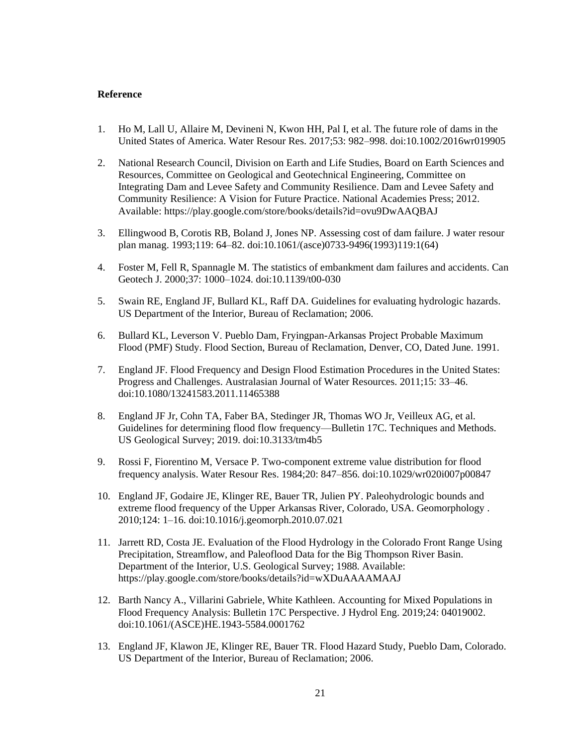**Reference**

1. Ho M, Lall U, Allaire M, Devineni N, Kwon HH, Pal I, et al. The future role of dams in the United States of America. Water Resour Res. 2017;53: 982–998. doi:10.1002/2016wr019905
2. National Research Council, Division on Earth and Life Studies, Board on Earth Sciences and Resources, Committee on Geological and Geotechnical Engineering, Committee on Integrating Dam and Levee Safety and Community Resilience. Dam and Levee Safety and Community Resilience: A Vision for Future Practice. National Academies Press; 2012. Available: https://play.google.com/store/books/details?id=ovu9DwAAQBAJ
3. Ellingwood B, Corotis RB, Boland J, Jones NP. Assessing cost of dam failure. J water resour plan manag. 1993;119: 64–82. doi:10.1061/(asce)0733-9496(1993)119:1(64)
4. Foster M, Fell R, Spannagle M. The statistics of embankment dam failures and accidents. Can Geotech J. 2000;37: 1000–1024. doi:10.1139/t00-030
5. Swain RE, England JF, Bullard KL, Raff DA. Guidelines for evaluating hydrologic hazards. US Department of the Interior, Bureau of Reclamation; 2006.
6. Bullard KL, Leverson V. Pueblo Dam, Fryingpan-Arkansas Project Probable Maximum Flood (PMF) Study. Flood Section, Bureau of Reclamation, Denver, CO, Dated June. 1991.
7. England JF. Flood Frequency and Design Flood Estimation Procedures in the United States: Progress and Challenges. Australasian Journal of Water Resources. 2011;15: 33–46. doi:10.1080/13241583.2011.11465388
8. England JF Jr, Cohn TA, Faber BA, Stedinger JR, Thomas WO Jr, Veilleux AG, et al. Guidelines for determining flood flow frequency—Bulletin 17C. Techniques and Methods. US Geological Survey; 2019. doi:10.3133/tm4b5
9. Rossi F, Fiorentino M, Versace P. Two-component extreme value distribution for flood frequency analysis. Water Resour Res. 1984;20: 847–856. doi:10.1029/wr020i007p00847
10. England JF, Godaire JE, Klinger RE, Bauer TR, Julien PY. Paleohydrologic bounds and extreme flood frequency of the Upper Arkansas River, Colorado, USA. Geomorphology . 2010;124: 1–16. doi:10.1016/j.geomorph.2010.07.021
11. Jarrett RD, Costa JE. Evaluation of the Flood Hydrology in the Colorado Front Range Using Precipitation, Streamflow, and Paleoflood Data for the Big Thompson River Basin. Department of the Interior, U.S. Geological Survey; 1988. Available: https://play.google.com/store/books/details?id=wXDuAAAAMAAJ
12. Barth Nancy A., Villarini Gabriele, White Kathleen. Accounting for Mixed Populations in Flood Frequency Analysis: Bulletin 17C Perspective. J Hydrol Eng. 2019;24: 04019002. doi:10.1061/(ASCE)HE.1943-5584.0001762
13. England JF, Klawon JE, Klinger RE, Bauer TR. Flood Hazard Study, Pueblo Dam, Colorado. US Department of the Interior, Bureau of Reclamation; 2006.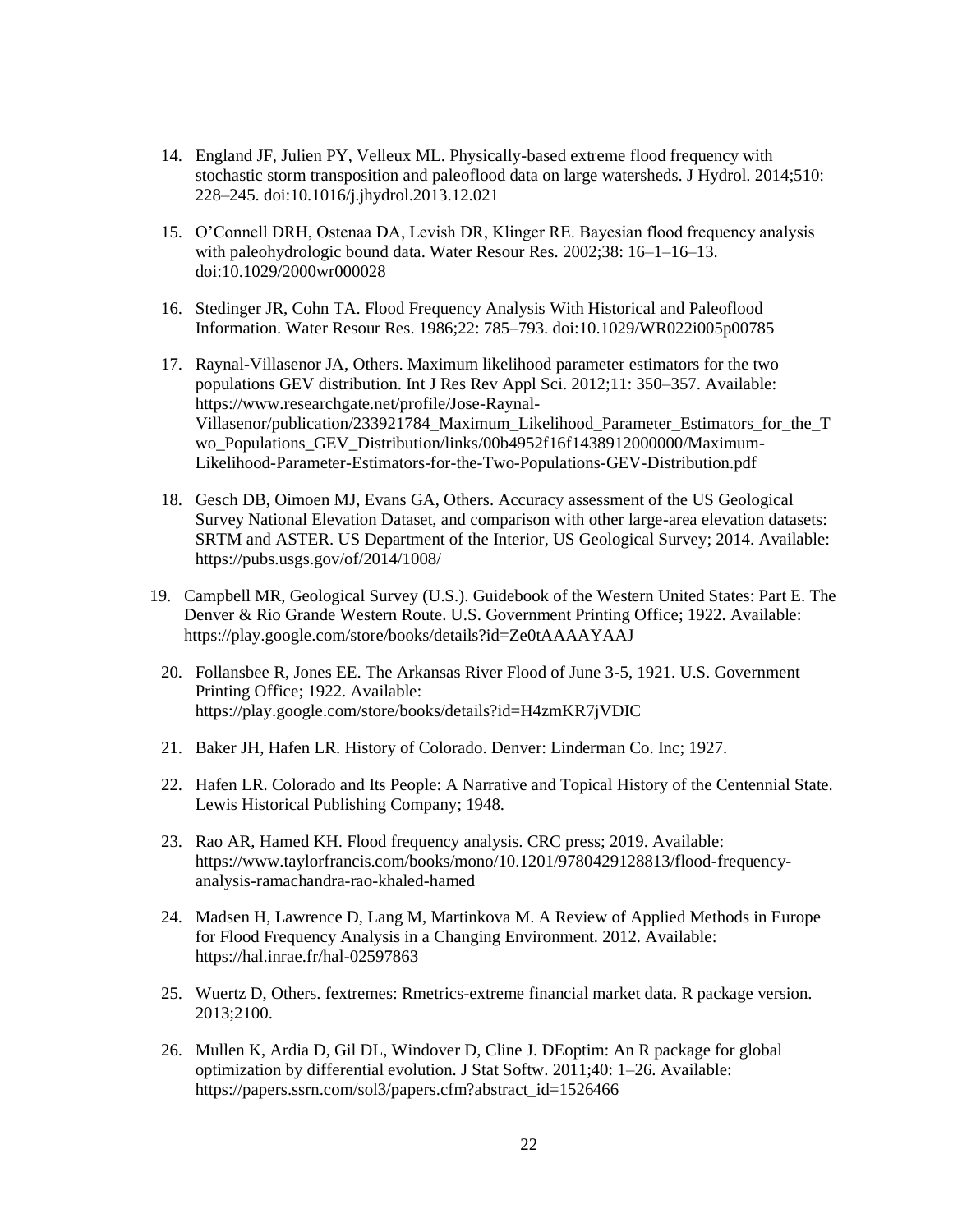14. England JF, Julien PY, Velleux ML. Physically-based extreme flood frequency with stochastic storm transposition and paleoflood data on large watersheds. J Hydrol. 2014;510: 228–245. doi:10.1016/j.jhydrol.2013.12.021

15. O'Connell DRH, Ostenaa DA, Levish DR, Klinger RE. Bayesian flood frequency analysis with paleohydrologic bound data. Water Resour Res. 2002;38: 16–1–16–13. doi:10.1029/2000wr000028

16. Stedinger JR, Cohn TA. Flood Frequency Analysis With Historical and Paleoflood Information. Water Resour Res. 1986;22: 785–793. doi:10.1029/WR022i005p00785

17. Raynal-Villasenor JA, Others. Maximum likelihood parameter estimators for the two populations GEV distribution. Int J Res Rev Appl Sci. 2012;11: 350–357. Available: https://www.researchgate.net/profile/Jose-Raynal-Villasenor/publication/233921784_Maximum_Likelihood_Parameter_Estimators_for_the_Two_Populations_GEV_Distribution/links/00b4952f16f1438912000000/Maximum-Likelihood-Parameter-Estimators-for-the-Two-Populations-GEV-Distribution.pdf

18. Gesch DB, Oimoen MJ, Evans GA, Others. Accuracy assessment of the US Geological Survey National Elevation Dataset, and comparison with other large-area elevation datasets: SRTM and ASTER. US Department of the Interior, US Geological Survey; 2014. Available: https://pubs.usgs.gov/of/2014/1008/

19. Campbell MR, Geological Survey (U.S.). Guidebook of the Western United States: Part E. The Denver & Rio Grande Western Route. U.S. Government Printing Office; 1922. Available: https://play.google.com/store/books/details?id=Ze0tAAAAYAAJ

20. Follansbee R, Jones EE. The Arkansas River Flood of June 3-5, 1921. U.S. Government Printing Office; 1922. Available: https://play.google.com/store/books/details?id=H4zmKR7jVDIC

21. Baker JH, Hafen LR. History of Colorado. Denver: Linderman Co. Inc; 1927.

22. Hafen LR. Colorado and Its People: A Narrative and Topical History of the Centennial State. Lewis Historical Publishing Company; 1948.

23. Rao AR, Hamed KH. Flood frequency analysis. CRC press; 2019. Available: https://www.taylorfrancis.com/books/mono/10.1201/9780429128813/flood-frequency-analysis-ramachandra-rao-khaled-hamed

24. Madsen H, Lawrence D, Lang M, Martinkova M. A Review of Applied Methods in Europe for Flood Frequency Analysis in a Changing Environment. 2012. Available: https://hal.inrae.fr/hal-02597863

25. Wuertz D, Others. fextremes: Rmetrics-extreme financial market data. R package version. 2013;2100.

26. Mullen K, Ardia D, Gil DL, Windover D, Cline J. DEoptim: An R package for global optimization by differential evolution. J Stat Softw. 2011;40: 1–26. Available: https://papers.ssrn.com/sol3/papers.cfm?abstract_id=1526466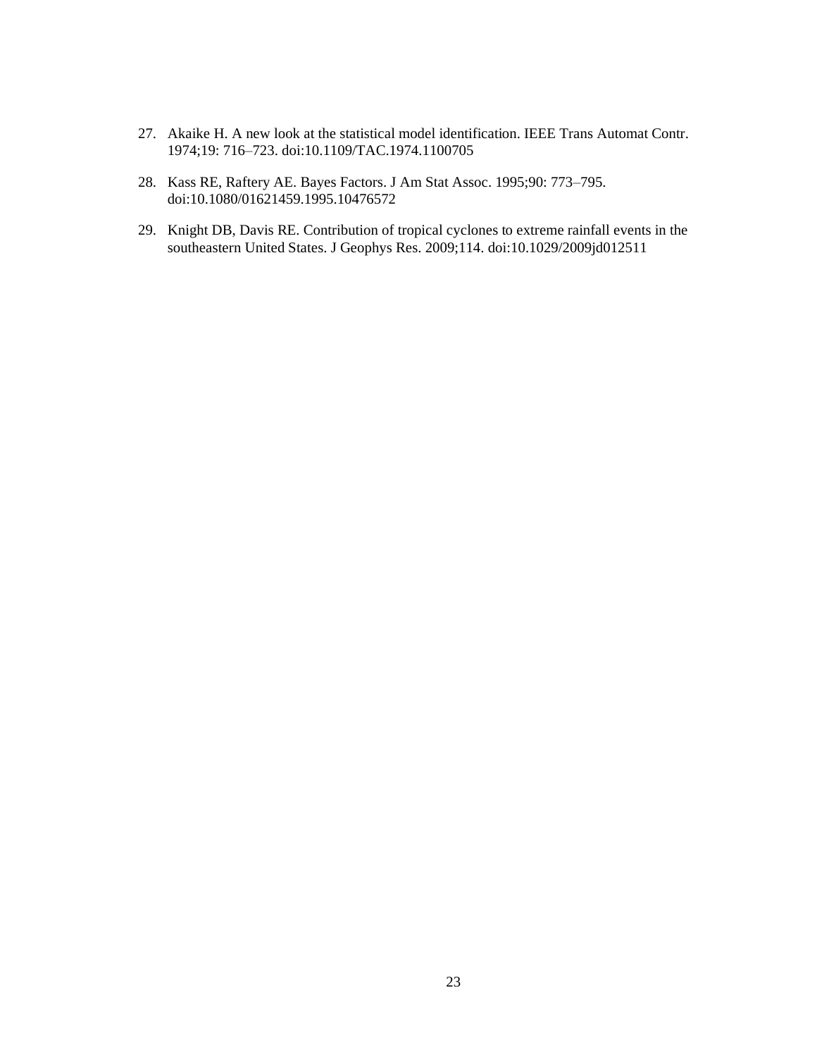27. Akaike H. A new look at the statistical model identification. IEEE Trans Automat Contr. 1974;19: 716–723. doi:10.1109/TAC.1974.1100705

28. Kass RE, Raftery AE. Bayes Factors. J Am Stat Assoc. 1995;90: 773–795. doi:10.1080/01621459.1995.10476572

29. Knight DB, Davis RE. Contribution of tropical cyclones to extreme rainfall events in the southeastern United States. J Geophys Res. 2009;114. doi:10.1029/2009jd012511